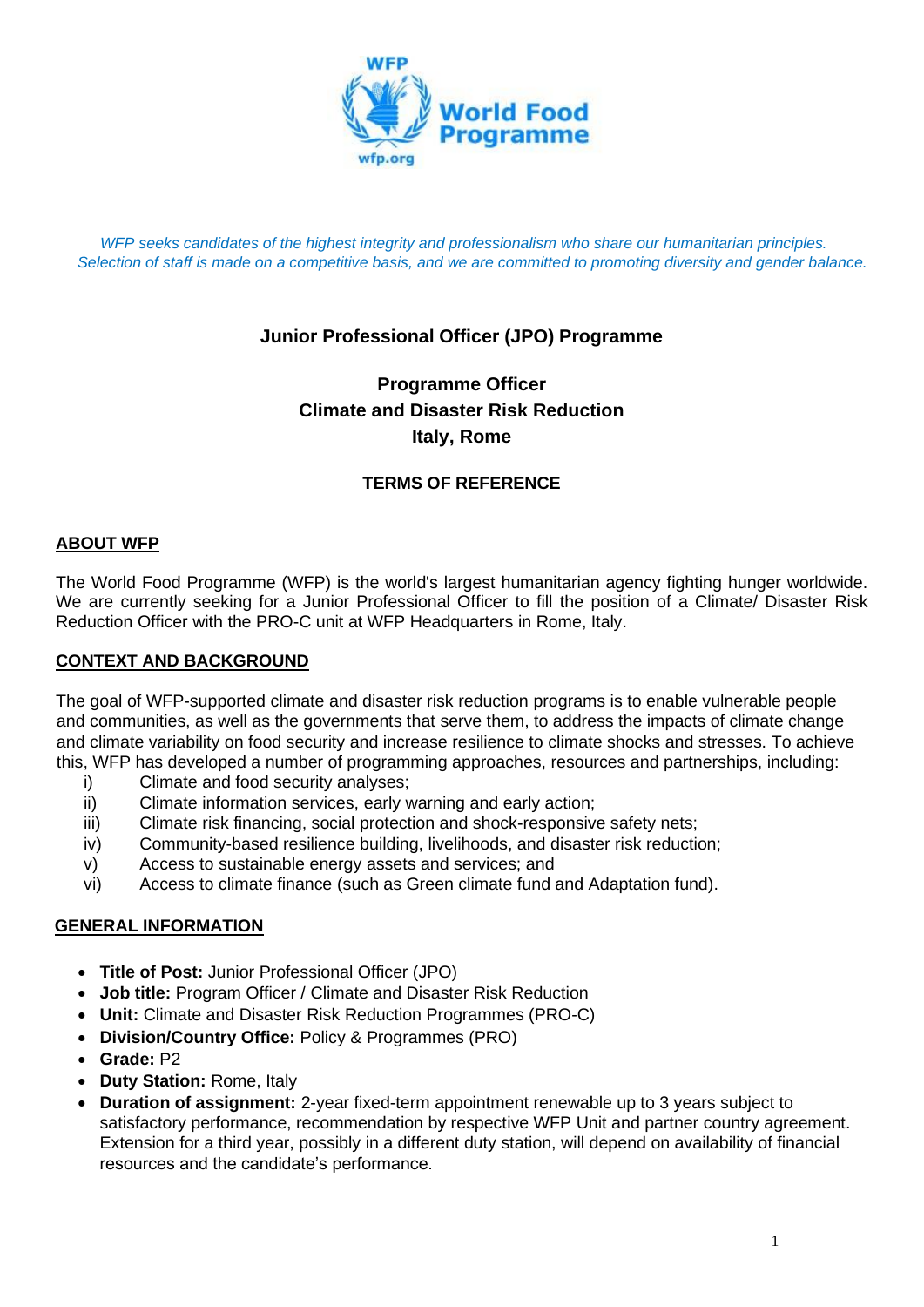*WFP seeks candidates of the highest integrity and professionalism who share our humanitarian principles. Selection of staff is made on a competitive basis, and we are committed to promoting diversity and gender balance.*

**Junior Professional Officer (JPO) Programme**

**Programme Officer**
**Climate and Disaster Risk Reduction**
**Italy, Rome**

**TERMS OF REFERENCE**

## ABOUT WFP

The World Food Programme (WFP) is the world's largest humanitarian agency fighting hunger worldwide. We are currently seeking for a Junior Professional Officer to fill the position of a Climate/ Disaster Risk Reduction Officer with the PRO-C unit at WFP Headquarters in Rome, Italy.

## CONTEXT AND BACKGROUND

The goal of WFP-supported climate and disaster risk reduction programs is to enable vulnerable people and communities, as well as the governments that serve them, to address the impacts of climate change and climate variability on food security and increase resilience to climate shocks and stresses. To achieve this, WFP has developed a number of programming approaches, resources and partnerships, including:

i) Climate and food security analyses;
ii) Climate information services, early warning and early action;
iii) Climate risk financing, social protection and shock-responsive safety nets;
iv) Community-based resilience building, livelihoods, and disaster risk reduction;
v) Access to sustainable energy assets and services; and
vi) Access to climate finance (such as Green climate fund and Adaptation fund).

## GENERAL INFORMATION

- **Title of Post:** Junior Professional Officer (JPO)
- **Job title:** Program Officer / Climate and Disaster Risk Reduction
- **Unit:** Climate and Disaster Risk Reduction Programmes (PRO-C)
- **Division/Country Office:** Policy & Programmes (PRO)
- **Grade:** P2
- **Duty Station:** Rome, Italy
- **Duration of assignment:** 2-year fixed-term appointment renewable up to 3 years subject to satisfactory performance, recommendation by respective WFP Unit and partner country agreement. Extension for a third year, possibly in a different duty station, will depend on availability of financial resources and the candidate's performance.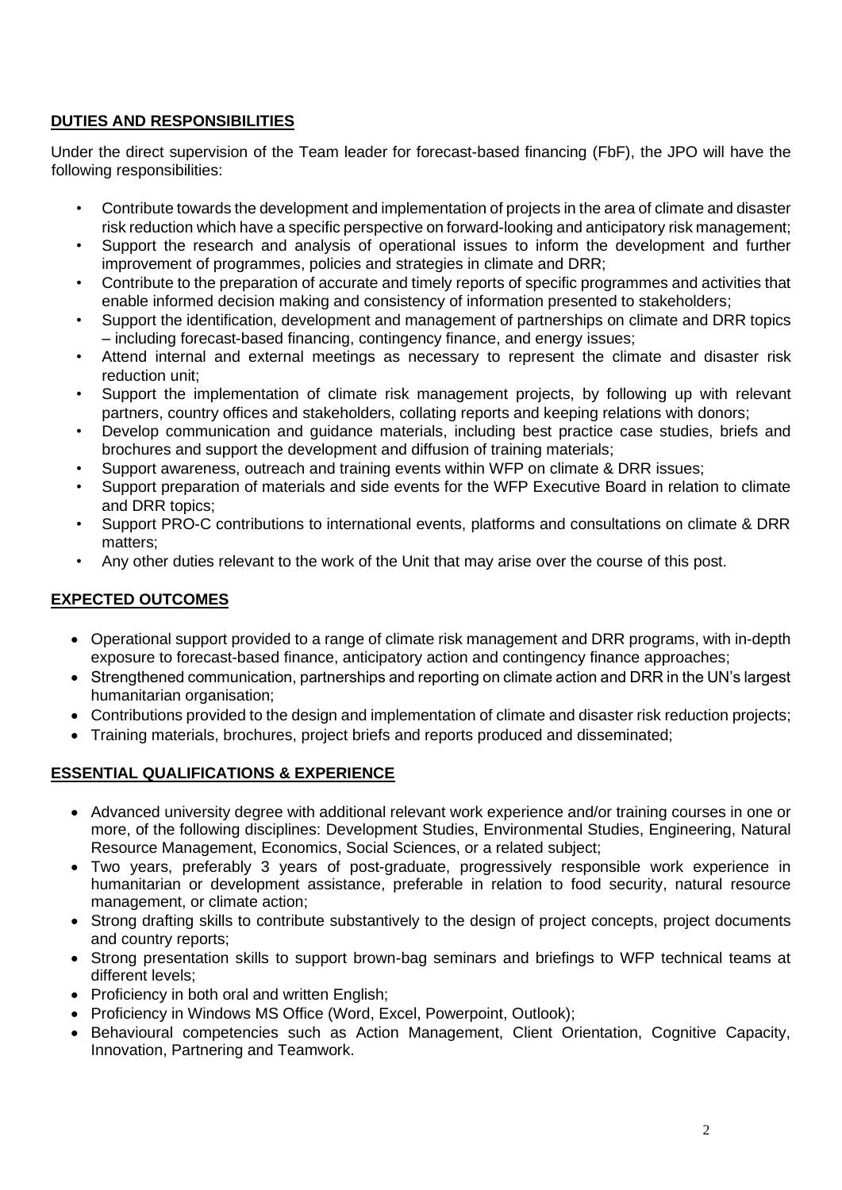## DUTIES AND RESPONSIBILITIES

Under the direct supervision of the Team leader for forecast-based financing (FbF), the JPO will have the following responsibilities:

- Contribute towards the development and implementation of projects in the area of climate and disaster risk reduction which have a specific perspective on forward-looking and anticipatory risk management;
- Support the research and analysis of operational issues to inform the development and further improvement of programmes, policies and strategies in climate and DRR;
- Contribute to the preparation of accurate and timely reports of specific programmes and activities that enable informed decision making and consistency of information presented to stakeholders;
- Support the identification, development and management of partnerships on climate and DRR topics – including forecast-based financing, contingency finance, and energy issues;
- Attend internal and external meetings as necessary to represent the climate and disaster risk reduction unit;
- Support the implementation of climate risk management projects, by following up with relevant partners, country offices and stakeholders, collating reports and keeping relations with donors;
- Develop communication and guidance materials, including best practice case studies, briefs and brochures and support the development and diffusion of training materials;
- Support awareness, outreach and training events within WFP on climate & DRR issues;
- Support preparation of materials and side events for the WFP Executive Board in relation to climate and DRR topics;
- Support PRO-C contributions to international events, platforms and consultations on climate & DRR matters;
- Any other duties relevant to the work of the Unit that may arise over the course of this post.

## EXPECTED OUTCOMES

- Operational support provided to a range of climate risk management and DRR programs, with in-depth exposure to forecast-based finance, anticipatory action and contingency finance approaches;
- Strengthened communication, partnerships and reporting on climate action and DRR in the UN's largest humanitarian organisation;
- Contributions provided to the design and implementation of climate and disaster risk reduction projects;
- Training materials, brochures, project briefs and reports produced and disseminated;

## ESSENTIAL QUALIFICATIONS & EXPERIENCE

- Advanced university degree with additional relevant work experience and/or training courses in one or more, of the following disciplines: Development Studies, Environmental Studies, Engineering, Natural Resource Management, Economics, Social Sciences, or a related subject;
- Two years, preferably 3 years of post-graduate, progressively responsible work experience in humanitarian or development assistance, preferable in relation to food security, natural resource management, or climate action;
- Strong drafting skills to contribute substantively to the design of project concepts, project documents and country reports;
- Strong presentation skills to support brown-bag seminars and briefings to WFP technical teams at different levels;
- Proficiency in both oral and written English;
- Proficiency in Windows MS Office (Word, Excel, Powerpoint, Outlook);
- Behavioural competencies such as Action Management, Client Orientation, Cognitive Capacity, Innovation, Partnering and Teamwork.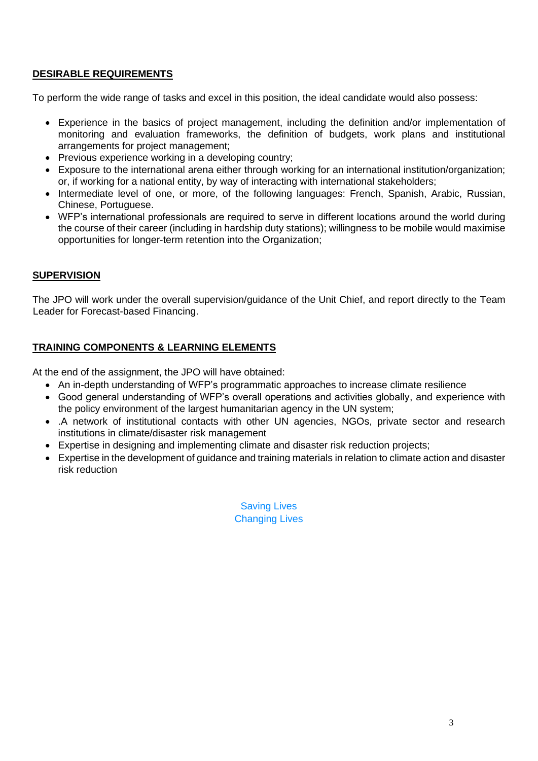**DESIRABLE REQUIREMENTS**

To perform the wide range of tasks and excel in this position, the ideal candidate would also possess:

- Experience in the basics of project management, including the definition and/or implementation of monitoring and evaluation frameworks, the definition of budgets, work plans and institutional arrangements for project management;
- Previous experience working in a developing country;
- Exposure to the international arena either through working for an international institution/organization; or, if working for a national entity, by way of interacting with international stakeholders;
- Intermediate level of one, or more, of the following languages: French, Spanish, Arabic, Russian, Chinese, Portuguese.
- WFP's international professionals are required to serve in different locations around the world during the course of their career (including in hardship duty stations); willingness to be mobile would maximise opportunities for longer-term retention into the Organization;

**SUPERVISION**

The JPO will work under the overall supervision/guidance of the Unit Chief, and report directly to the Team Leader for Forecast-based Financing.

**TRAINING COMPONENTS & LEARNING ELEMENTS**

At the end of the assignment, the JPO will have obtained:

- An in-depth understanding of WFP's programmatic approaches to increase climate resilience
- Good general understanding of WFP's overall operations and activities globally, and experience with the policy environment of the largest humanitarian agency in the UN system;
- .A network of institutional contacts with other UN agencies, NGOs, private sector and research institutions in climate/disaster risk management
- Expertise in designing and implementing climate and disaster risk reduction projects;
- Expertise in the development of guidance and training materials in relation to climate action and disaster risk reduction

Saving Lives
Changing Lives